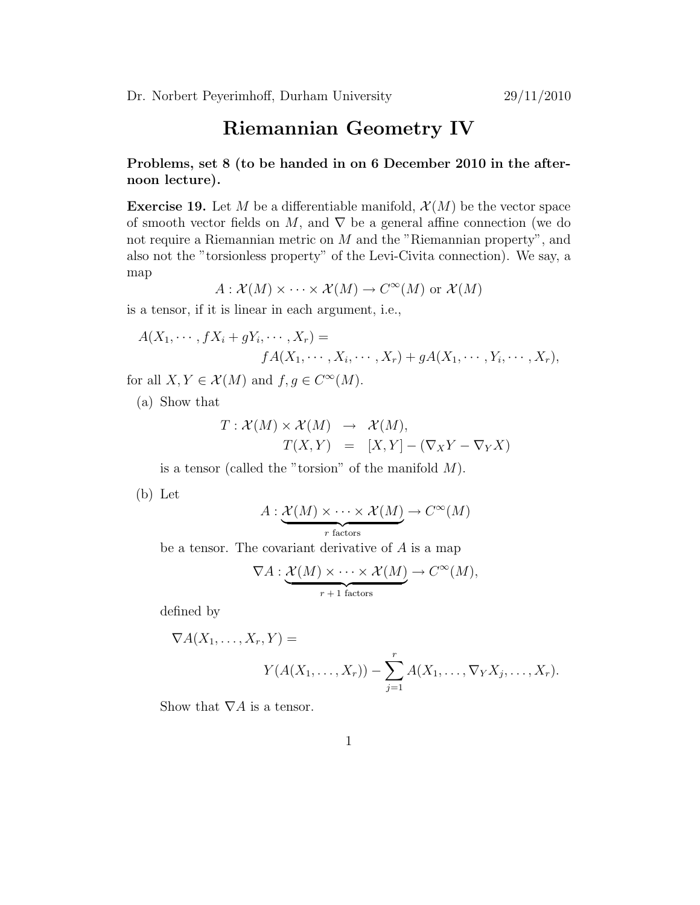Dr. Norbert Peyerimhoff, Durham University 29/11/2010

# Riemannian Geometry IV

**Problems, set 8 (to be handed in on 6 December 2010 in the afternoon lecture).**

**Exercise 19.** Let $M$ be a differentiable manifold, $\mathcal{X}(M)$ be the vector space of smooth vector fields on $M$, and $\nabla$ be a general affine connection (we do not require a Riemannian metric on $M$ and the "Riemannian property", and also not the "torsionless property" of the Levi-Civita connection). We say, a map

$$A : \mathcal{X}(M) \times \cdots \times \mathcal{X}(M) \to C^\infty(M) \text{ or } \mathcal{X}(M)$$

is a tensor, if it is linear in each argument, i.e.,

$$A(X_1, \cdots, fX_i + gY_i, \cdots, X_r) = \\ fA(X_1, \cdots, X_i, \cdots, X_r) + gA(X_1, \cdots, Y_i, \cdots, X_r),$$

for all $X, Y \in \mathcal{X}(M)$ and $f, g \in C^\infty(M)$.

(a) Show that

$$\begin{aligned} T : \mathcal{X}(M) \times \mathcal{X}(M) &\to \mathcal{X}(M), \\ T(X,Y) &= [X,Y] - (\nabla_X Y - \nabla_Y X) \end{aligned}$$

is a tensor (called the "torsion" of the manifold $M$).

(b) Let

$$A : \underbrace{\mathcal{X}(M) \times \cdots \times \mathcal{X}(M)}_{r \text{ factors}} \to C^\infty(M)$$

be a tensor. The covariant derivative of $A$ is a map

$$\nabla A : \underbrace{\mathcal{X}(M) \times \cdots \times \mathcal{X}(M)}_{r+1 \text{ factors}} \to C^\infty(M),$$

defined by

$$\nabla A(X_1, \ldots, X_r, Y) = \\ Y(A(X_1, \ldots, X_r)) - \sum_{j=1}^{r} A(X_1, \ldots, \nabla_Y X_j, \ldots, X_r).$$

Show that $\nabla A$ is a tensor.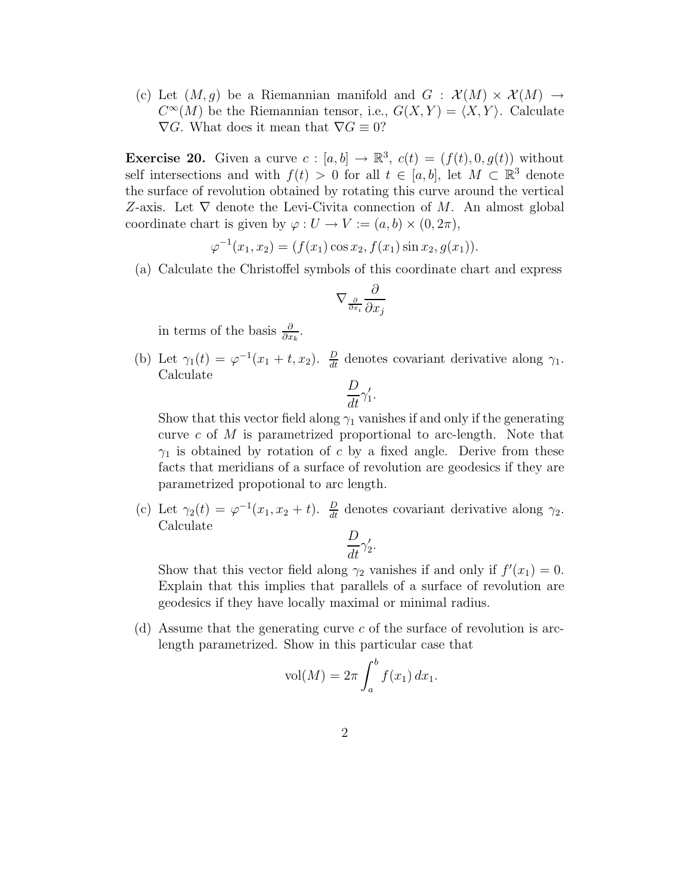(c) Let $(M, g)$ be a Riemannian manifold and $G : \mathcal{X}(M) \times \mathcal{X}(M) \to C^\infty(M)$ be the Riemannian tensor, i.e., $G(X, Y) = \langle X, Y \rangle$. Calculate $\nabla G$. What does it mean that $\nabla G \equiv 0$?

**Exercise 20.** Given a curve $c : [a, b] \to \mathbb{R}^3$, $c(t) = (f(t), 0, g(t))$ without self intersections and with $f(t) > 0$ for all $t \in [a, b]$, let $M \subset \mathbb{R}^3$ denote the surface of revolution obtained by rotating this curve around the vertical $Z$-axis. Let $\nabla$ denote the Levi-Civita connection of $M$. An almost global coordinate chart is given by $\varphi : U \to V := (a, b) \times (0, 2\pi)$,

$$\varphi^{-1}(x_1, x_2) = (f(x_1) \cos x_2, f(x_1) \sin x_2, g(x_1)).$$

(a) Calculate the Christoffel symbols of this coordinate chart and express

$$\nabla_{\frac{\partial}{\partial x_i}} \frac{\partial}{\partial x_j}$$

in terms of the basis $\frac{\partial}{\partial x_k}$.

(b) Let $\gamma_1(t) = \varphi^{-1}(x_1 + t, x_2)$. $\frac{D}{dt}$ denotes covariant derivative along $\gamma_1$. Calculate

$$\frac{D}{dt} \gamma_1'.$$

Show that this vector field along $\gamma_1$ vanishes if and only if the generating curve $c$ of $M$ is parametrized proportional to arc-length. Note that $\gamma_1$ is obtained by rotation of $c$ by a fixed angle. Derive from these facts that meridians of a surface of revolution are geodesics if they are parametrized propotional to arc length.

(c) Let $\gamma_2(t) = \varphi^{-1}(x_1, x_2 + t)$. $\frac{D}{dt}$ denotes covariant derivative along $\gamma_2$. Calculate

$$\frac{D}{dt} \gamma_2'.$$

Show that this vector field along $\gamma_2$ vanishes if and only if $f'(x_1) = 0$. Explain that this implies that parallels of a surface of revolution are geodesics if they have locally maximal or minimal radius.

(d) Assume that the generating curve $c$ of the surface of revolution is arc-length parametrized. Show in this particular case that

$$\mathrm{vol}(M) = 2\pi \int_a^b f(x_1)\, dx_1.$$